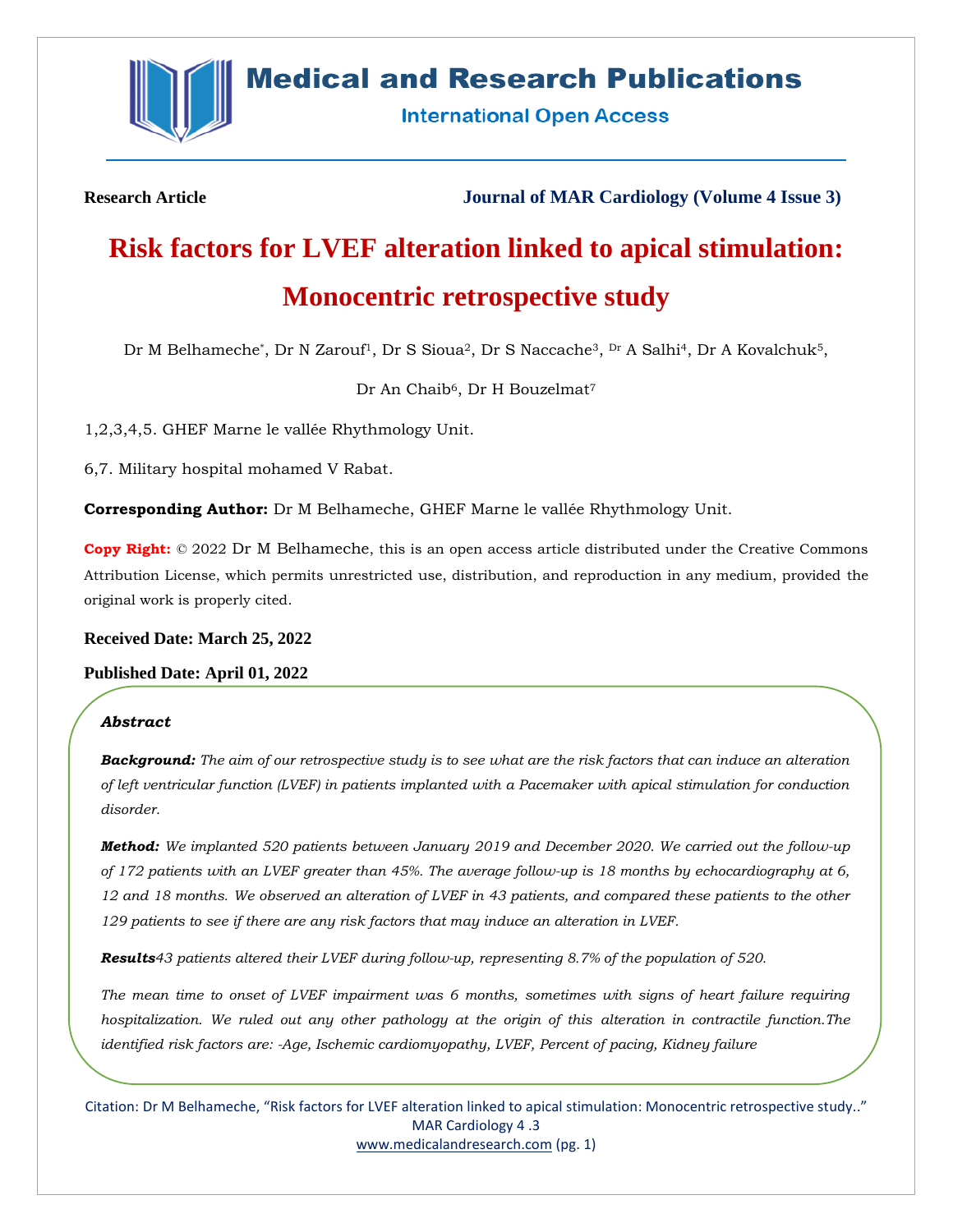**Research Article** **Journal of MAR Cardiology (Volume 4 Issue 3)**

# Risk factors for LVEF alteration linked to apical stimulation: Monocentric retrospective study

Dr M Belhameche*, Dr N Zarouf[1], Dr S Sioua[2], Dr S Naccache[3], Dr A Salhi[4], Dr A Kovalchuk[5], Dr An Chaib[6], Dr H Bouzelmat[7]

1,2,3,4,5. GHEF Marne le vallée Rhythmology Unit.

6,7. Military hospital mohamed V Rabat.

**Corresponding Author:** Dr M Belhameche, GHEF Marne le vallée Rhythmology Unit.

**Copy Right:** © 2022 Dr M Belhameche, this is an open access article distributed under the Creative Commons Attribution License, which permits unrestricted use, distribution, and reproduction in any medium, provided the original work is properly cited.

**Received Date: March 25, 2022**

**Published Date: April 01, 2022**

***Abstract***

***Background:*** *The aim of our retrospective study is to see what are the risk factors that can induce an alteration of left ventricular function (LVEF) in patients implanted with a Pacemaker with apical stimulation for conduction disorder.*

***Method:*** *We implanted 520 patients between January 2019 and December 2020. We carried out the follow-up of 172 patients with an LVEF greater than 45%. The average follow-up is 18 months by echocardiography at 6, 12 and 18 months. We observed an alteration of LVEF in 43 patients, and compared these patients to the other 129 patients to see if there are any risk factors that may induce an alteration in LVEF.*

***Results****43 patients altered their LVEF during follow-up, representing 8.7% of the population of 520.*

*The mean time to onset of LVEF impairment was 6 months, sometimes with signs of heart failure requiring hospitalization. We ruled out any other pathology at the origin of this alteration in contractile function.The identified risk factors are: -Age, Ischemic cardiomyopathy, LVEF, Percent of pacing, Kidney failure*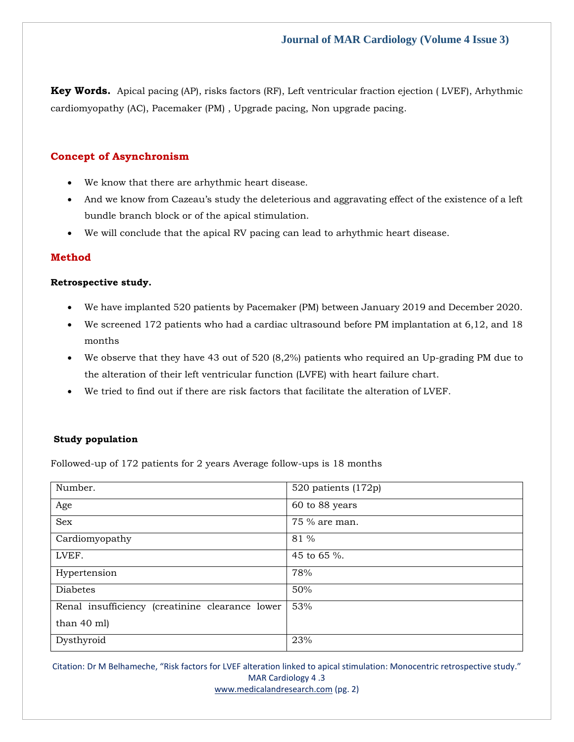**Key Words.** Apical pacing (AP), risks factors (RF), Left ventricular fraction ejection ( LVEF), Arhythmic cardiomyopathy (AC), Pacemaker (PM) , Upgrade pacing, Non upgrade pacing.

## Concept of Asynchronism

- We know that there are arhythmic heart disease.
- And we know from Cazeau's study the deleterious and aggravating effect of the existence of a left bundle branch block or of the apical stimulation.
- We will conclude that the apical RV pacing can lead to arhythmic heart disease.

## Method

**Retrospective study.**

- We have implanted 520 patients by Pacemaker (PM) between January 2019 and December 2020.
- We screened 172 patients who had a cardiac ultrasound before PM implantation at 6,12, and 18 months
- We observe that they have 43 out of 520 (8,2%) patients who required an Up-grading PM due to the alteration of their left ventricular function (LVFE) with heart failure chart.
- We tried to find out if there are risk factors that facilitate the alteration of LVEF.

**Study population**

Followed-up of 172 patients for 2 years Average follow-ups is 18 months

| | |
|---|---|
| Number. | 520 patients (172p) |
| Age | 60 to 88 years |
| Sex | 75 % are man. |
| Cardiomyopathy | 81 % |
| LVEF. | 45 to 65 %. |
| Hypertension | 78% |
| Diabetes | 50% |
| Renal insufficiency (creatinine clearance lower than 40 ml) | 53% |
| Dysthyroid | 23% |

Citation: Dr M Belhameche, "Risk factors for LVEF alteration linked to apical stimulation: Monocentric retrospective study." MAR Cardiology 4 .3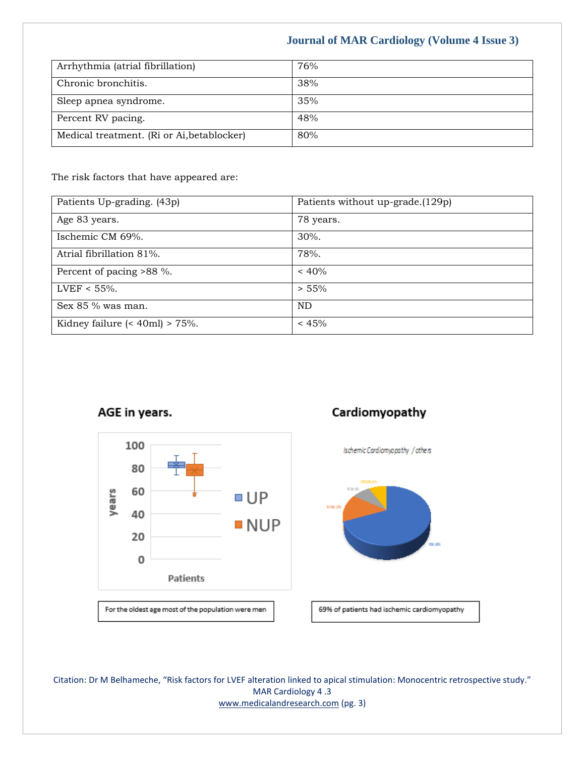| Arrhythmia (atrial fibrillation) | 76% |
|---|---|
| Chronic bronchitis. | 38% |
| Sleep apnea syndrome. | 35% |
| Percent RV pacing. | 48% |
| Medical treatment. (Ri or Ai,betablocker) | 80% |

The risk factors that have appeared are:

| Patients Up-grading. (43p) | Patients without up-grade.(129p) |
|---|---|
| Age 83 years. | 78 years. |
| Ischemic CM 69%. | 30%. |
| Atrial fibrillation 81%. | 78%. |
| Percent of pacing >88 %. | < 40% |
| LVEF < 55%. | > 55% |
| Sex 85 % was man. | ND |
| Kidney failure (< 40ml) > 75%. | < 45% |

**AGE in years.**

For the oldest age most of the population were men

**Cardiomyopathy**

69% of patients had ischemic cardiomyopathy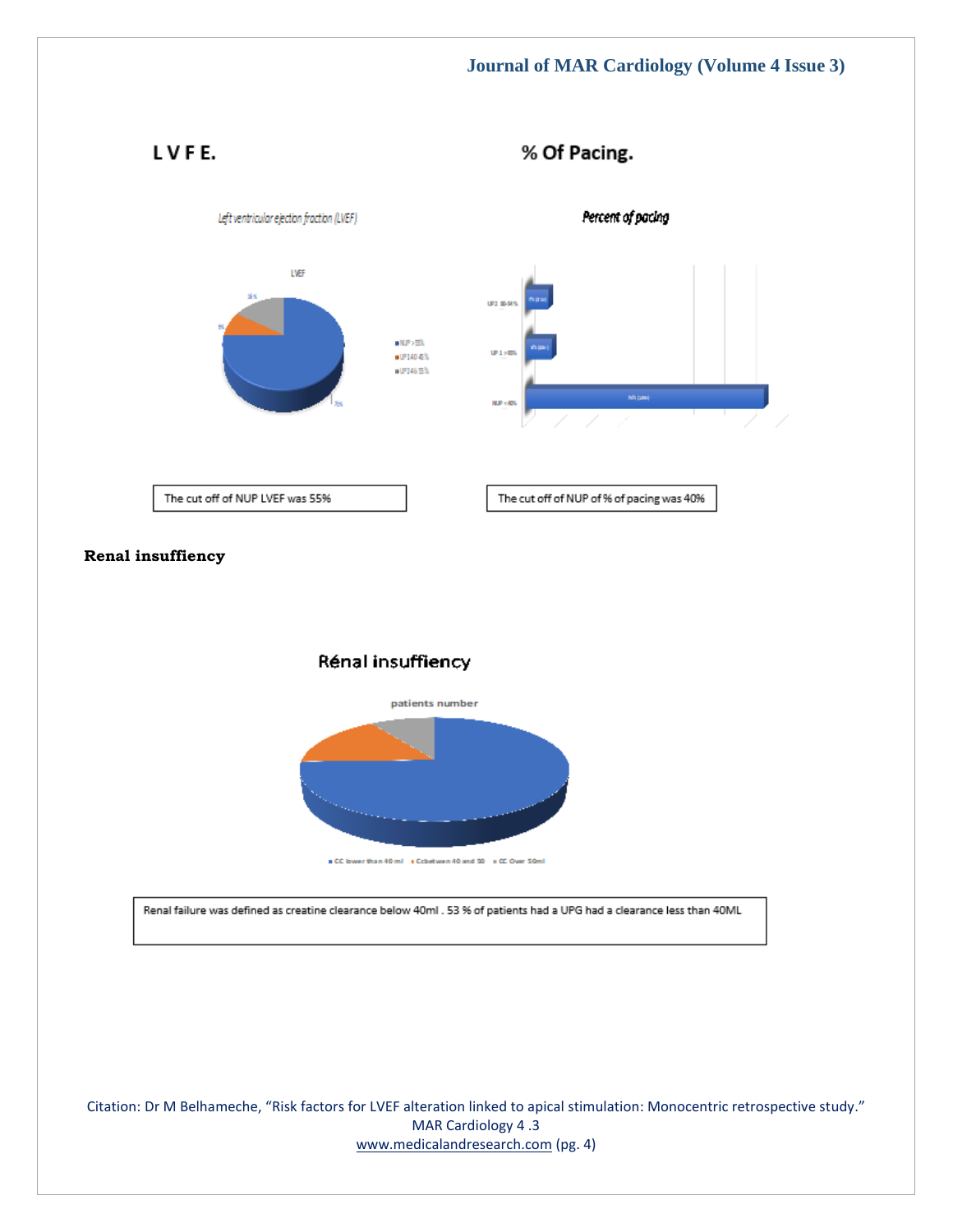**L V F E.**

**% Of Pacing.**

The cut off of NUP LVEF was 55%

The cut off of NUP of % of pacing was 40%

**Renal insuffiency**

Renal failure was defined as creatine clearance below 40ml . 53 % of patients had a UPG had a clearance less than 40ML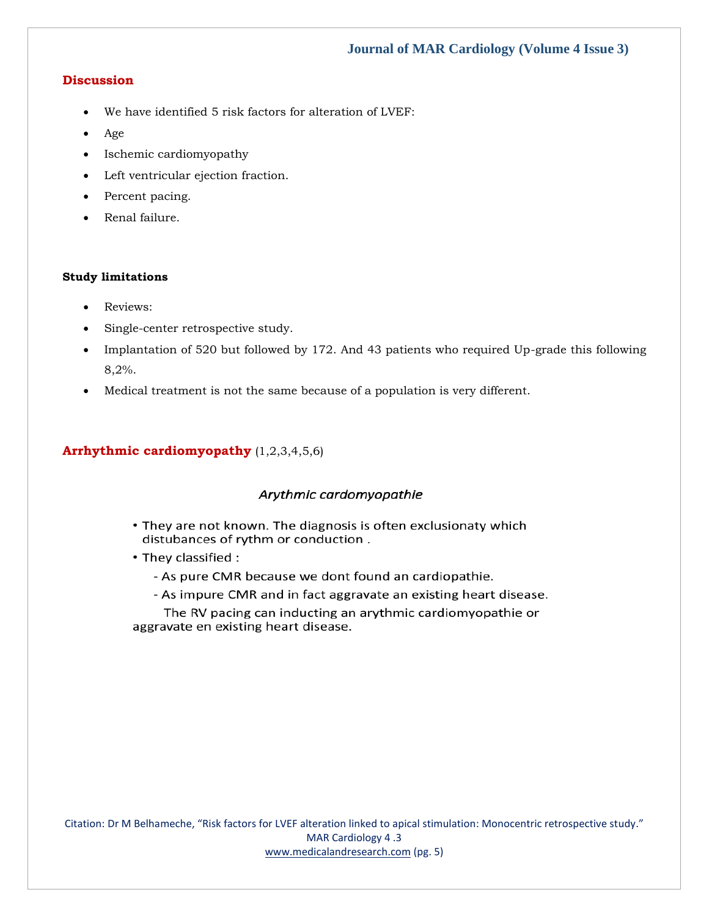## Discussion

- We have identified 5 risk factors for alteration of LVEF:
- Age
- Ischemic cardiomyopathy
- Left ventricular ejection fraction.
- Percent pacing.
- Renal failure.

### Study limitations

- Reviews:
- Single-center retrospective study.
- Implantation of 520 but followed by 172. And 43 patients who required Up-grade this following 8,2%.
- Medical treatment is not the same because of a population is very different.

## Arrhythmic cardiomyopathy (1,2,3,4,5,6)

*Arythmic cardomyopathie*

- They are not known. The diagnosis is often exclusionaty which distubances of rythm or conduction .
- They classified :
  - As pure CMR because we dont found an cardiopathie.
  - As impure CMR and in fact aggravate an existing heart disease.

The RV pacing can inducting an arythmic cardiomyopathie or aggravate en existing heart disease.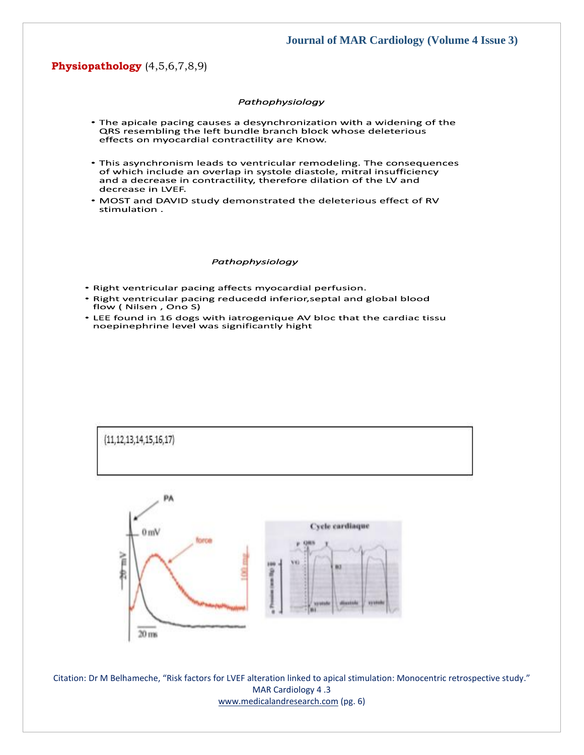**Physiopathology** (4,5,6,7,8,9)

*Pathophysiology*

- The apicale pacing causes a desynchronization with a widening of the QRS resembling the left bundle branch block whose deleterious effects on myocardial contractility are Know.
- This asynchronism leads to ventricular remodeling. The consequences of which include an overlap in systole diastole, mitral insufficiency and a decrease in contractility, therefore dilation of the LV and decrease in LVEF.
- MOST and DAVID study demonstrated the deleterious effect of RV stimulation .

*Pathophysiology*

- Right ventricular pacing affects myocardial perfusion.
- Right ventricular pacing reducedd inferior,septal and global blood flow ( Nilsen , Ono S)
- LEE found in 16 dogs with iatrogenique AV bloc that the cardiac tissu noepinephrine level was significantly hight

(11,12,13,14,15,16,17)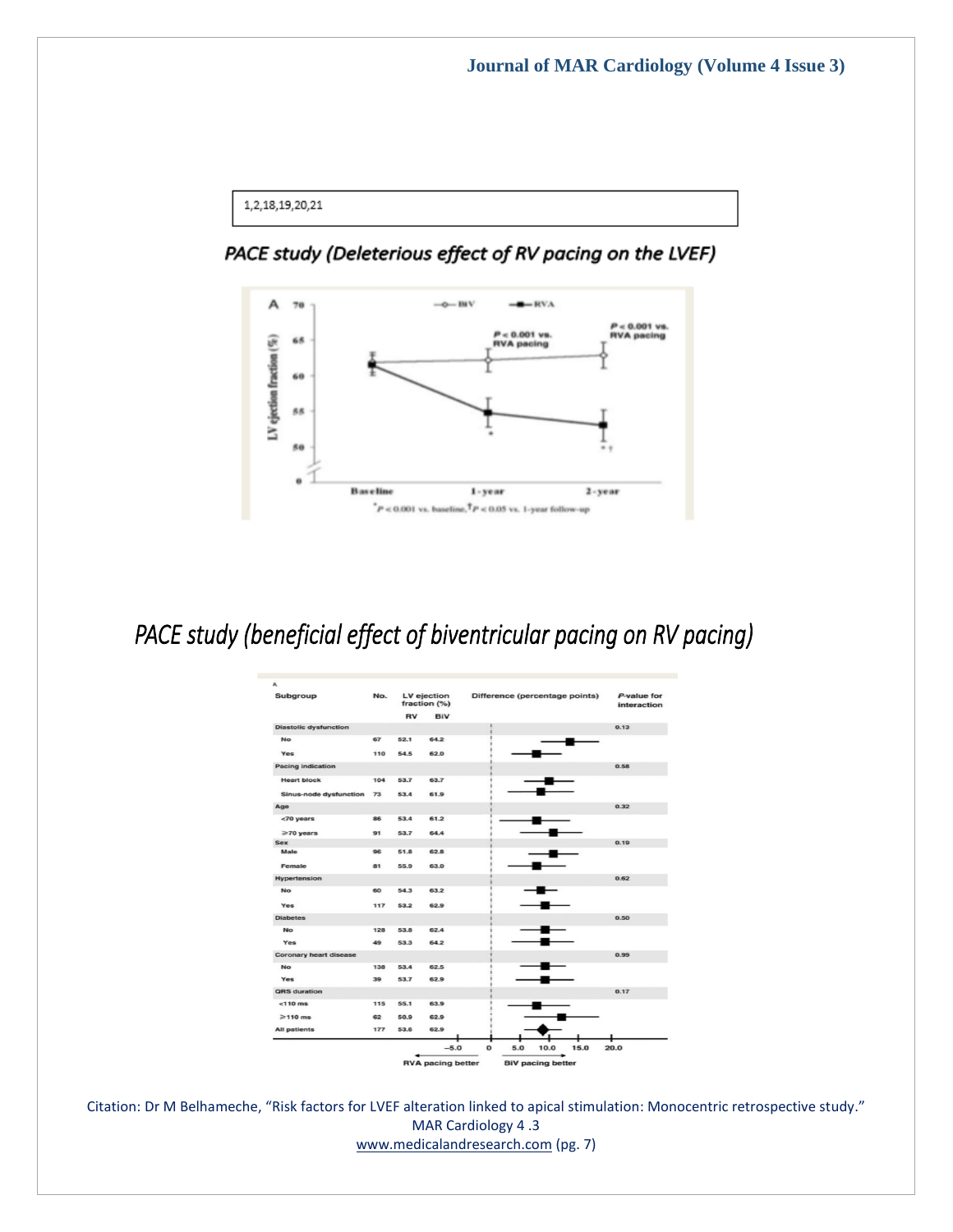1,2,18,19,20,21

*PACE study (Deleterious effect of RV pacing on the LVEF)*

*PACE study (beneficial effect of biventricular pacing on RV pacing)*

| Subgroup | No. | LV ejection fraction (%) RV | LV ejection fraction (%) BiV | P-value for interaction |
|---|---|---|---|---|
| **Diastolic dysfunction** | | | | 0.13 |
| No | 67 | 52.1 | 64.2 | |
| Yes | 110 | 54.5 | 62.0 | |
| **Pacing indication** | | | | 0.58 |
| Heart block | 104 | 53.7 | 63.7 | |
| Sinus-node dysfunction | 73 | 53.4 | 61.9 | |
| **Age** | | | | 0.32 |
| <70 years | 86 | 53.4 | 61.2 | |
| ≥70 years | 91 | 53.7 | 64.4 | |
| **Sex** | | | | 0.19 |
| Male | 96 | 51.8 | 62.8 | |
| Female | 81 | 55.9 | 63.0 | |
| **Hypertension** | | | | 0.62 |
| No | 60 | 54.3 | 63.2 | |
| Yes | 117 | 53.2 | 62.9 | |
| **Diabetes** | | | | 0.50 |
| No | 128 | 53.8 | 62.4 | |
| Yes | 49 | 53.3 | 64.2 | |
| **Coronary heart disease** | | | | 0.99 |
| No | 138 | 53.4 | 62.5 | |
| Yes | 39 | 53.7 | 62.9 | |
| **QRS duration** | | | | 0.17 |
| <110 ms | 115 | 55.1 | 63.9 | |
| ≥110 ms | 62 | 50.9 | 62.9 | |
| All patients | 177 | 53.6 | 62.9 | |

Difference (percentage points): ← RVA pacing better | BiV pacing better →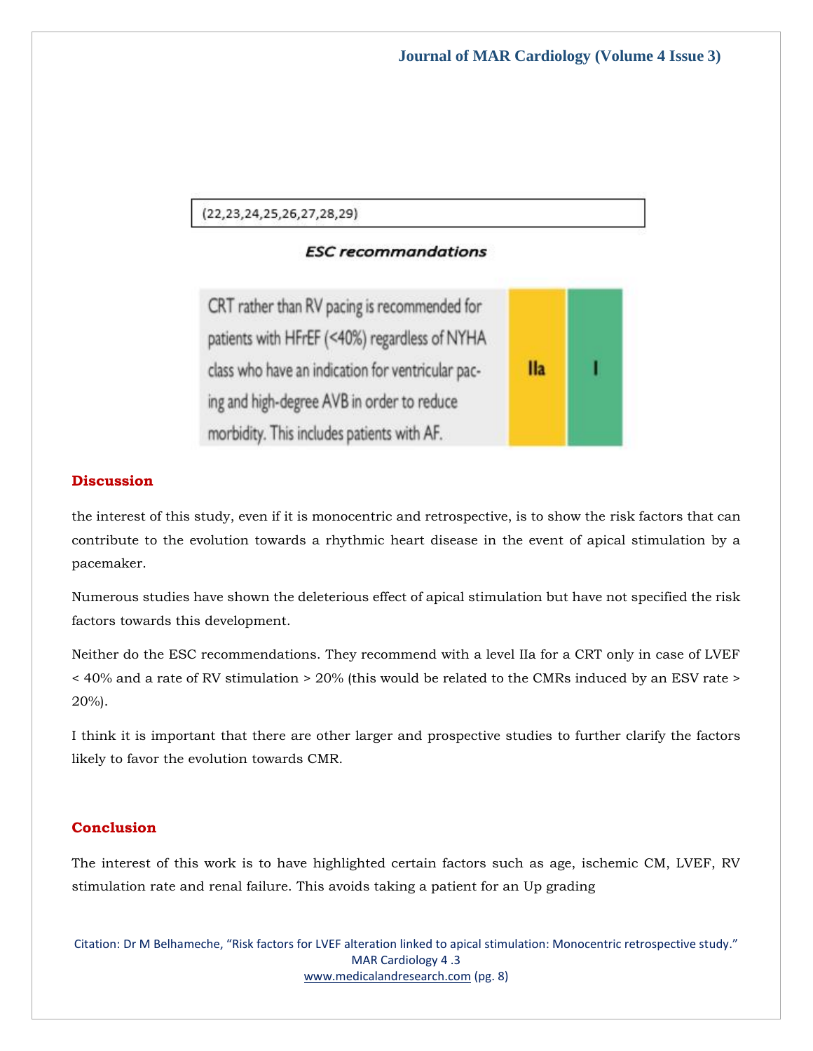(22,23,24,25,26,27,28,29)

***ESC recommandations***

| | | |
|---|---|---|
| CRT rather than RV pacing is recommended for patients with HFrEF (<40%) regardless of NYHA class who have an indication for ventricular pacing and high-degree AVB in order to reduce morbidity. This includes patients with AF. | IIa | I |

## Discussion

the interest of this study, even if it is monocentric and retrospective, is to show the risk factors that can contribute to the evolution towards a rhythmic heart disease in the event of apical stimulation by a pacemaker.

Numerous studies have shown the deleterious effect of apical stimulation but have not specified the risk factors towards this development.

Neither do the ESC recommendations. They recommend with a level IIa for a CRT only in case of LVEF < 40% and a rate of RV stimulation > 20% (this would be related to the CMRs induced by an ESV rate > 20%).

I think it is important that there are other larger and prospective studies to further clarify the factors likely to favor the evolution towards CMR.

## Conclusion

The interest of this work is to have highlighted certain factors such as age, ischemic CM, LVEF, RV stimulation rate and renal failure. This avoids taking a patient for an Up grading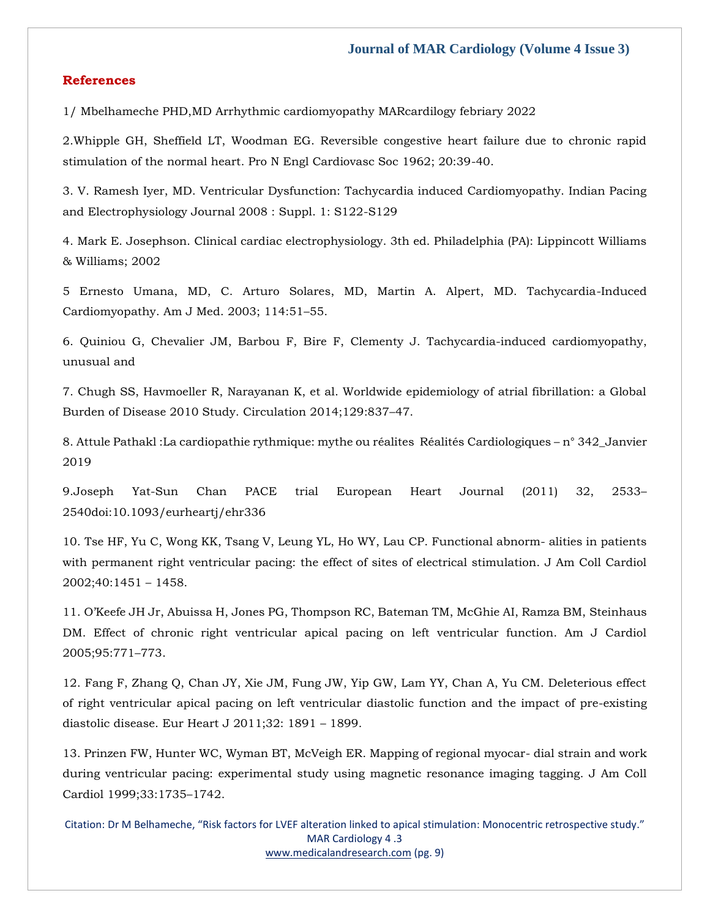## References

1/ Mbelhameche PHD,MD Arrhythmic cardiomyopathy MARcardilogy febriary 2022

2.Whipple GH, Sheffield LT, Woodman EG. Reversible congestive heart failure due to chronic rapid stimulation of the normal heart. Pro N Engl Cardiovasc Soc 1962; 20:39-40.

3. V. Ramesh Iyer, MD. Ventricular Dysfunction: Tachycardia induced Cardiomyopathy. Indian Pacing and Electrophysiology Journal 2008 : Suppl. 1: S122-S129

4. Mark E. Josephson. Clinical cardiac electrophysiology. 3th ed. Philadelphia (PA): Lippincott Williams & Williams; 2002

5 Ernesto Umana, MD, C. Arturo Solares, MD, Martin A. Alpert, MD. Tachycardia-Induced Cardiomyopathy. Am J Med. 2003; 114:51–55.

6. Quiniou G, Chevalier JM, Barbou F, Bire F, Clementy J. Tachycardia-induced cardiomyopathy, unusual and

7. Chugh SS, Havmoeller R, Narayanan K, et al. Worldwide epidemiology of atrial fibrillation: a Global Burden of Disease 2010 Study. Circulation 2014;129:837–47.

8. Attule Pathakl :La cardiopathie rythmique: mythe ou réalites  Réalités Cardiologiques – n° 342_Janvier 2019

9.Joseph Yat-Sun Chan PACE trial European Heart Journal (2011) 32, 2533–2540doi:10.1093/eurheartj/ehr336

10. Tse HF, Yu C, Wong KK, Tsang V, Leung YL, Ho WY, Lau CP. Functional abnorm- alities in patients with permanent right ventricular pacing: the effect of sites of electrical stimulation. J Am Coll Cardiol 2002;40:1451 – 1458.

11. O'Keefe JH Jr, Abuissa H, Jones PG, Thompson RC, Bateman TM, McGhie AI, Ramza BM, Steinhaus DM. Effect of chronic right ventricular apical pacing on left ventricular function. Am J Cardiol 2005;95:771–773.

12. Fang F, Zhang Q, Chan JY, Xie JM, Fung JW, Yip GW, Lam YY, Chan A, Yu CM. Deleterious effect of right ventricular apical pacing on left ventricular diastolic function and the impact of pre-existing diastolic disease. Eur Heart J 2011;32: 1891 – 1899.

13. Prinzen FW, Hunter WC, Wyman BT, McVeigh ER. Mapping of regional myocar- dial strain and work during ventricular pacing: experimental study using magnetic resonance imaging tagging. J Am Coll Cardiol 1999;33:1735–1742.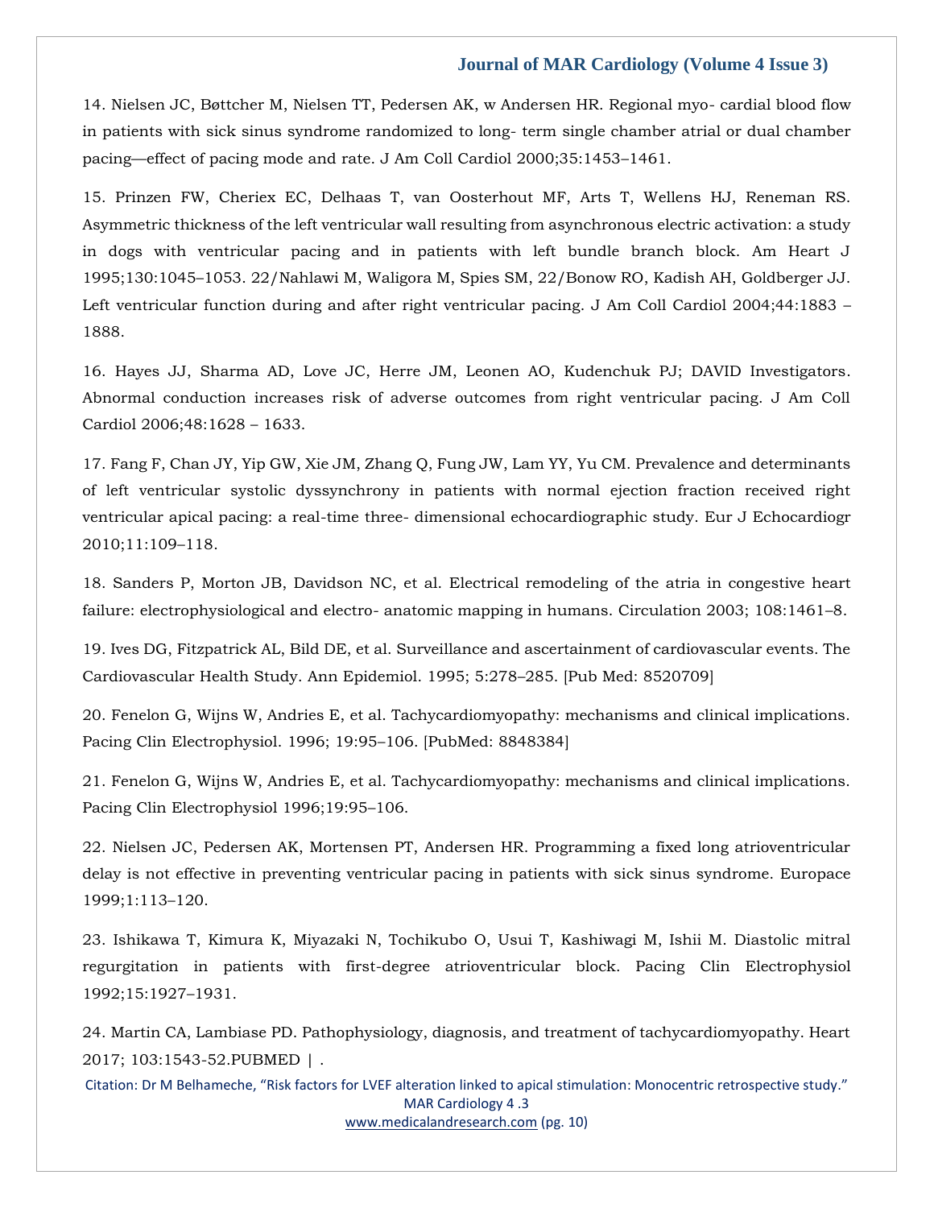14. Nielsen JC, Bøttcher M, Nielsen TT, Pedersen AK, w Andersen HR. Regional myo- cardial blood flow in patients with sick sinus syndrome randomized to long- term single chamber atrial or dual chamber pacing—effect of pacing mode and rate. J Am Coll Cardiol 2000;35:1453–1461.

15. Prinzen FW, Cheriex EC, Delhaas T, van Oosterhout MF, Arts T, Wellens HJ, Reneman RS. Asymmetric thickness of the left ventricular wall resulting from asynchronous electric activation: a study in dogs with ventricular pacing and in patients with left bundle branch block. Am Heart J 1995;130:1045–1053. 22/Nahlawi M, Waligora M, Spies SM, 22/Bonow RO, Kadish AH, Goldberger JJ. Left ventricular function during and after right ventricular pacing. J Am Coll Cardiol 2004;44:1883 – 1888.

16. Hayes JJ, Sharma AD, Love JC, Herre JM, Leonen AO, Kudenchuk PJ; DAVID Investigators. Abnormal conduction increases risk of adverse outcomes from right ventricular pacing. J Am Coll Cardiol 2006;48:1628 – 1633.

17. Fang F, Chan JY, Yip GW, Xie JM, Zhang Q, Fung JW, Lam YY, Yu CM. Prevalence and determinants of left ventricular systolic dyssynchrony in patients with normal ejection fraction received right ventricular apical pacing: a real-time three- dimensional echocardiographic study. Eur J Echocardiogr 2010;11:109–118.

18. Sanders P, Morton JB, Davidson NC, et al. Electrical remodeling of the atria in congestive heart failure: electrophysiological and electro- anatomic mapping in humans. Circulation 2003; 108:1461–8.

19. Ives DG, Fitzpatrick AL, Bild DE, et al. Surveillance and ascertainment of cardiovascular events. The Cardiovascular Health Study. Ann Epidemiol. 1995; 5:278–285. [Pub Med: 8520709]

20. Fenelon G, Wijns W, Andries E, et al. Tachycardiomyopathy: mechanisms and clinical implications. Pacing Clin Electrophysiol. 1996; 19:95–106. [PubMed: 8848384]

21. Fenelon G, Wijns W, Andries E, et al. Tachycardiomyopathy: mechanisms and clinical implications. Pacing Clin Electrophysiol 1996;19:95–106.

22. Nielsen JC, Pedersen AK, Mortensen PT, Andersen HR. Programming a fixed long atrioventricular delay is not effective in preventing ventricular pacing in patients with sick sinus syndrome. Europace 1999;1:113–120.

23. Ishikawa T, Kimura K, Miyazaki N, Tochikubo O, Usui T, Kashiwagi M, Ishii M. Diastolic mitral regurgitation in patients with first-degree atrioventricular block. Pacing Clin Electrophysiol 1992;15:1927–1931.

24. Martin CA, Lambiase PD. Pathophysiology, diagnosis, and treatment of tachycardiomyopathy. Heart 2017; 103:1543-52.PUBMED | .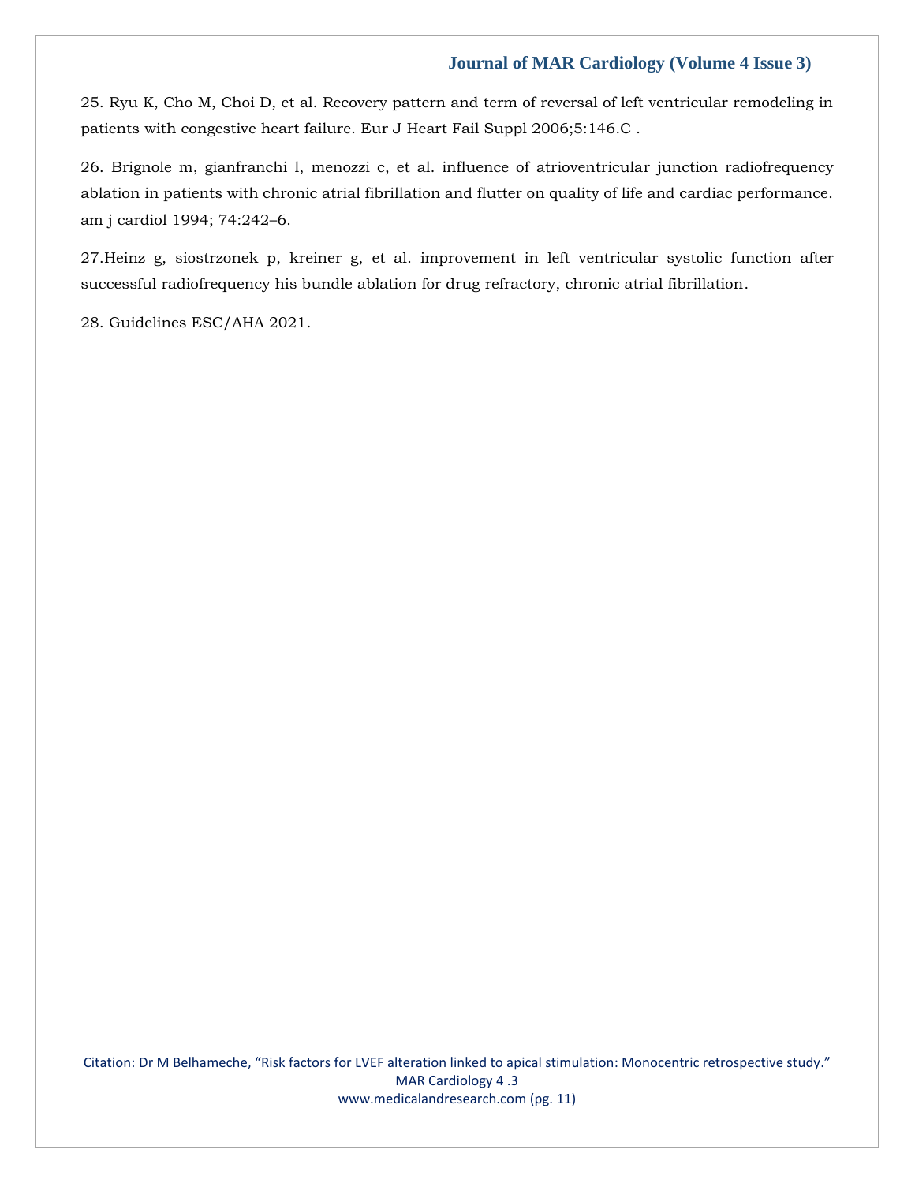25. Ryu K, Cho M, Choi D, et al. Recovery pattern and term of reversal of left ventricular remodeling in patients with congestive heart failure. Eur J Heart Fail Suppl 2006;5:146.C .

26. Brignole m, gianfranchi l, menozzi c, et al. influence of atrioventricular junction radiofrequency ablation in patients with chronic atrial fibrillation and flutter on quality of life and cardiac performance. am j cardiol 1994; 74:242–6.

27.Heinz g, siostrzonek p, kreiner g, et al. improvement in left ventricular systolic function after successful radiofrequency his bundle ablation for drug refractory, chronic atrial fibrillation.

28. Guidelines ESC/AHA 2021.